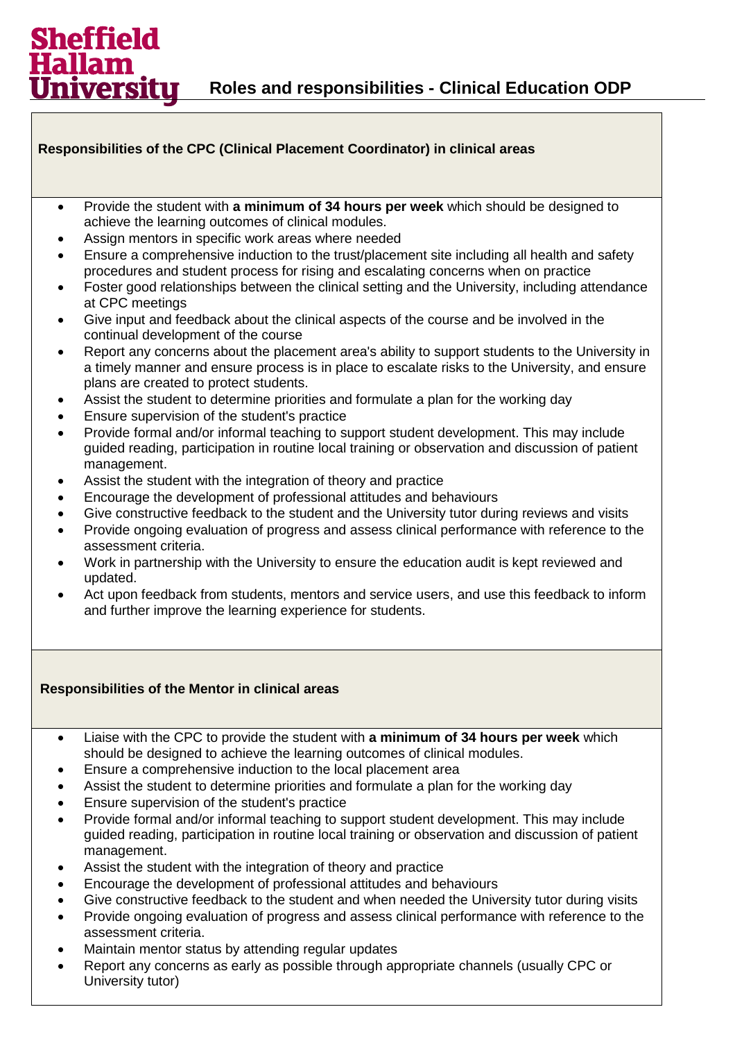# Sheffield Hallam University

## Roles and responsibilities - Clinical Education ODP

### Responsibilities of the CPC (Clinical Placement Coordinator) in clinical areas

- Provide the student with **a minimum of 34 hours per week** which should be designed to achieve the learning outcomes of clinical modules.
- Assign mentors in specific work areas where needed
- Ensure a comprehensive induction to the trust/placement site including all health and safety procedures and student process for rising and escalating concerns when on practice
- Foster good relationships between the clinical setting and the University, including attendance at CPC meetings
- Give input and feedback about the clinical aspects of the course and be involved in the continual development of the course
- Report any concerns about the placement area's ability to support students to the University in a timely manner and ensure process is in place to escalate risks to the University, and ensure plans are created to protect students.
- Assist the student to determine priorities and formulate a plan for the working day
- Ensure supervision of the student's practice
- Provide formal and/or informal teaching to support student development. This may include guided reading, participation in routine local training or observation and discussion of patient management.
- Assist the student with the integration of theory and practice
- Encourage the development of professional attitudes and behaviours
- Give constructive feedback to the student and the University tutor during reviews and visits
- Provide ongoing evaluation of progress and assess clinical performance with reference to the assessment criteria.
- Work in partnership with the University to ensure the education audit is kept reviewed and updated.
- Act upon feedback from students, mentors and service users, and use this feedback to inform and further improve the learning experience for students.

### Responsibilities of the Mentor in clinical areas

- Liaise with the CPC to provide the student with **a minimum of 34 hours per week** which should be designed to achieve the learning outcomes of clinical modules.
- Ensure a comprehensive induction to the local placement area
- Assist the student to determine priorities and formulate a plan for the working day
- Ensure supervision of the student's practice
- Provide formal and/or informal teaching to support student development. This may include guided reading, participation in routine local training or observation and discussion of patient management.
- Assist the student with the integration of theory and practice
- Encourage the development of professional attitudes and behaviours
- Give constructive feedback to the student and when needed the University tutor during visits
- Provide ongoing evaluation of progress and assess clinical performance with reference to the assessment criteria.
- Maintain mentor status by attending regular updates
- Report any concerns as early as possible through appropriate channels (usually CPC or University tutor)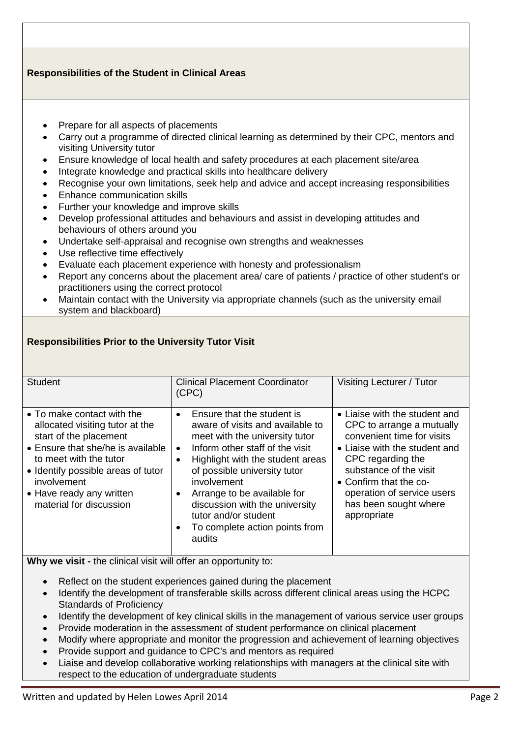## Responsibilities of the Student in Clinical Areas

- Prepare for all aspects of placements
- Carry out a programme of directed clinical learning as determined by their CPC, mentors and visiting University tutor
- Ensure knowledge of local health and safety procedures at each placement site/area
- Integrate knowledge and practical skills into healthcare delivery
- Recognise your own limitations, seek help and advice and accept increasing responsibilities
- Enhance communication skills
- Further your knowledge and improve skills
- Develop professional attitudes and behaviours and assist in developing attitudes and behaviours of others around you
- Undertake self-appraisal and recognise own strengths and weaknesses
- Use reflective time effectively
- Evaluate each placement experience with honesty and professionalism
- Report any concerns about the placement area/ care of patients / practice of other student's or practitioners using the correct protocol
- Maintain contact with the University via appropriate channels (such as the university email system and blackboard)

## Responsibilities Prior to the University Tutor Visit

| Student | Clinical Placement Coordinator (CPC) | Visiting Lecturer / Tutor |
| --- | --- | --- |
| • To make contact with the allocated visiting tutor at the start of the placement<br>• Ensure that she/he is available to meet with the tutor<br>• Identify possible areas of tutor involvement<br>• Have ready any written material for discussion | • Ensure that the student is aware of visits and available to meet with the university tutor<br>• Inform other staff of the visit<br>• Highlight with the student areas of possible university tutor involvement<br>• Arrange to be available for discussion with the university tutor and/or student<br>• To complete action points from audits | • Liaise with the student and CPC to arrange a mutually convenient time for visits<br>• Liaise with the student and CPC regarding the substance of the visit<br>• Confirm that the co-operation of service users has been sought where appropriate |

**Why we visit -** the clinical visit will offer an opportunity to:

- Reflect on the student experiences gained during the placement
- Identify the development of transferable skills across different clinical areas using the HCPC Standards of Proficiency
- Identify the development of key clinical skills in the management of various service user groups
- Provide moderation in the assessment of student performance on clinical placement
- Modify where appropriate and monitor the progression and achievement of learning objectives
- Provide support and guidance to CPC's and mentors as required
- Liaise and develop collaborative working relationships with managers at the clinical site with respect to the education of undergraduate students